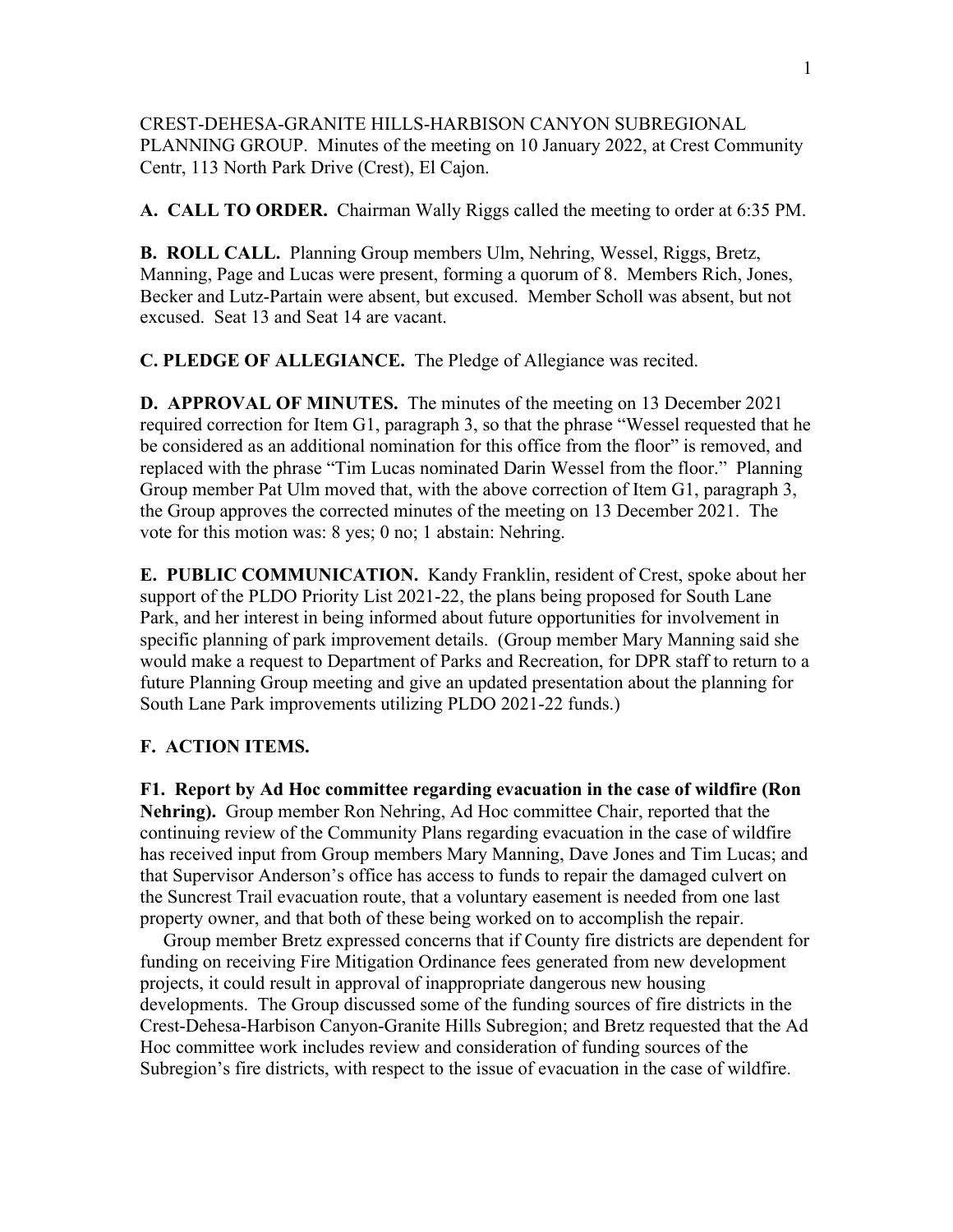CREST-DEHESA-GRANITE HILLS-HARBISON CANYON SUBREGIONAL PLANNING GROUP. Minutes of the meeting on 10 January 2022, at Crest Community Centr, 113 North Park Drive (Crest), El Cajon.

**A. CALL TO ORDER.** Chairman Wally Riggs called the meeting to order at 6:35 PM.

**B. ROLL CALL.** Planning Group members Ulm, Nehring, Wessel, Riggs, Bretz, Manning, Page and Lucas were present, forming a quorum of 8. Members Rich, Jones, Becker and Lutz-Partain were absent, but excused. Member Scholl was absent, but not excused. Seat 13 and Seat 14 are vacant.

**C. PLEDGE OF ALLEGIANCE.** The Pledge of Allegiance was recited.

**D. APPROVAL OF MINUTES.** The minutes of the meeting on 13 December 2021 required correction for Item G1, paragraph 3, so that the phrase "Wessel requested that he be considered as an additional nomination for this office from the floor" is removed, and replaced with the phrase "Tim Lucas nominated Darin Wessel from the floor." Planning Group member Pat Ulm moved that, with the above correction of Item G1, paragraph 3, the Group approves the corrected minutes of the meeting on 13 December 2021. The vote for this motion was: 8 yes; 0 no; 1 abstain: Nehring.

**E. PUBLIC COMMUNICATION.** Kandy Franklin, resident of Crest, spoke about her support of the PLDO Priority List 2021-22, the plans being proposed for South Lane Park, and her interest in being informed about future opportunities for involvement in specific planning of park improvement details. (Group member Mary Manning said she would make a request to Department of Parks and Recreation, for DPR staff to return to a future Planning Group meeting and give an updated presentation about the planning for South Lane Park improvements utilizing PLDO 2021-22 funds.)

**F. ACTION ITEMS.**

**F1. Report by Ad Hoc committee regarding evacuation in the case of wildfire (Ron Nehring).** Group member Ron Nehring, Ad Hoc committee Chair, reported that the continuing review of the Community Plans regarding evacuation in the case of wildfire has received input from Group members Mary Manning, Dave Jones and Tim Lucas; and that Supervisor Anderson's office has access to funds to repair the damaged culvert on the Suncrest Trail evacuation route, that a voluntary easement is needed from one last property owner, and that both of these being worked on to accomplish the repair.

Group member Bretz expressed concerns that if County fire districts are dependent for funding on receiving Fire Mitigation Ordinance fees generated from new development projects, it could result in approval of inappropriate dangerous new housing developments. The Group discussed some of the funding sources of fire districts in the Crest-Dehesa-Harbison Canyon-Granite Hills Subregion; and Bretz requested that the Ad Hoc committee work includes review and consideration of funding sources of the Subregion's fire districts, with respect to the issue of evacuation in the case of wildfire.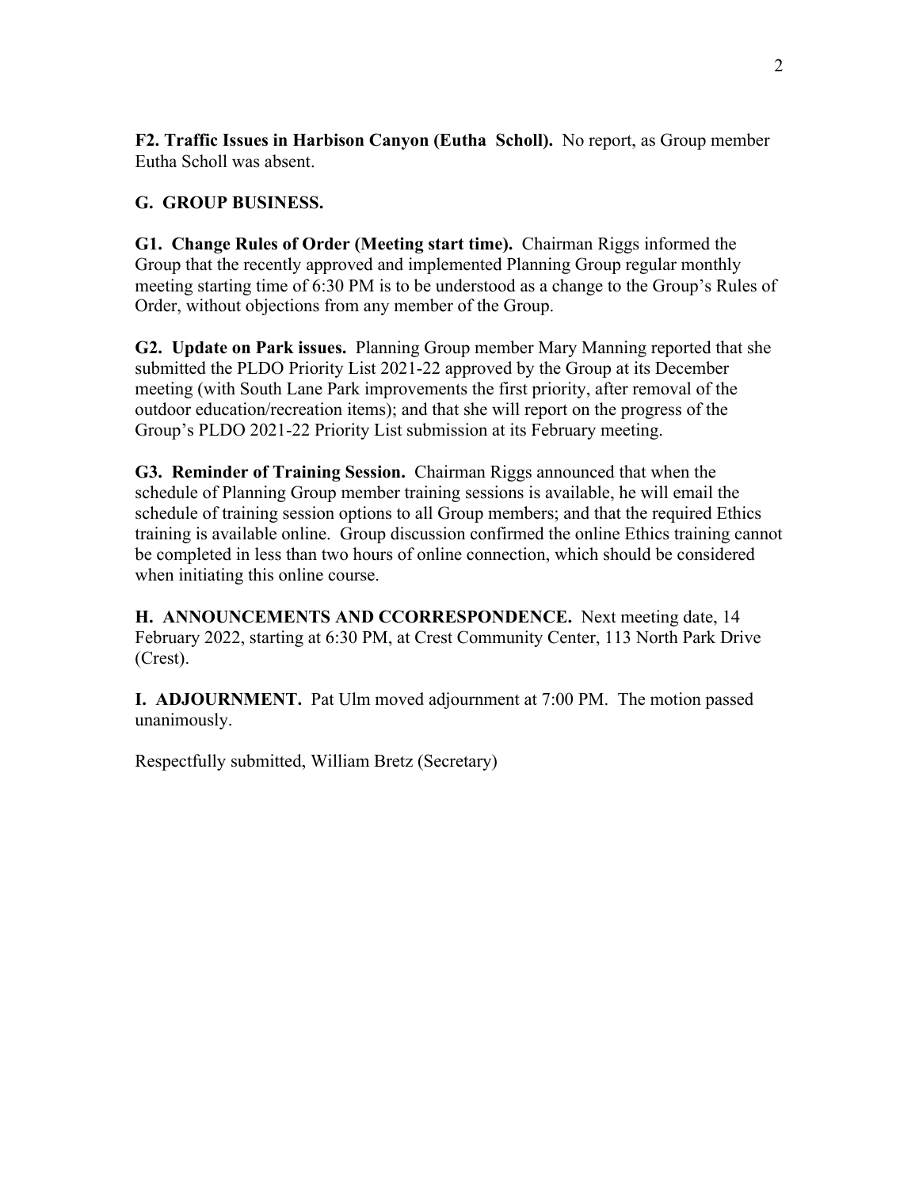**F2. Traffic Issues in Harbison Canyon (Eutha  Scholl).** No report, as Group member Eutha Scholl was absent.

**G. GROUP BUSINESS.**

**G1. Change Rules of Order (Meeting start time).** Chairman Riggs informed the Group that the recently approved and implemented Planning Group regular monthly meeting starting time of 6:30 PM is to be understood as a change to the Group's Rules of Order, without objections from any member of the Group.

**G2. Update on Park issues.** Planning Group member Mary Manning reported that she submitted the PLDO Priority List 2021-22 approved by the Group at its December meeting (with South Lane Park improvements the first priority, after removal of the outdoor education/recreation items); and that she will report on the progress of the Group's PLDO 2021-22 Priority List submission at its February meeting.

**G3. Reminder of Training Session.** Chairman Riggs announced that when the schedule of Planning Group member training sessions is available, he will email the schedule of training session options to all Group members; and that the required Ethics training is available online. Group discussion confirmed the online Ethics training cannot be completed in less than two hours of online connection, which should be considered when initiating this online course.

**H. ANNOUNCEMENTS AND CCORRESPONDENCE.** Next meeting date, 14 February 2022, starting at 6:30 PM, at Crest Community Center, 113 North Park Drive (Crest).

**I. ADJOURNMENT.** Pat Ulm moved adjournment at 7:00 PM. The motion passed unanimously.

Respectfully submitted, William Bretz (Secretary)